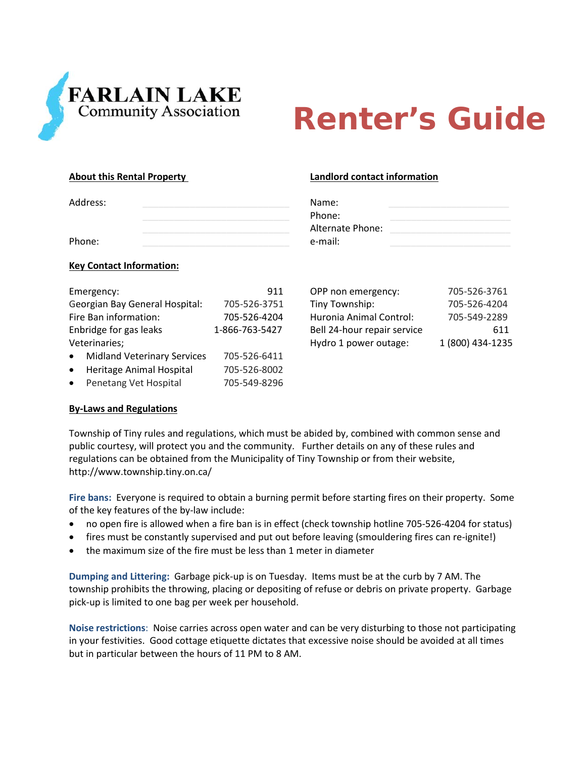FARLAIN LAKE
Community Association

# Renter's Guide

**About this Rental Property**

Address: ____________________

____________________

____________________

Phone: ____________________

**Landlord contact information**

Name: ____________________

Phone: ____________________

Alternate Phone: ____________________

e-mail: ____________________

**Key Contact Information:**

| | |
|---|---|
| Emergency: | 911 |
| Georgian Bay General Hospital: | 705-526-3751 |
| Fire Ban information: | 705-526-4204 |
| Enbridge for gas leaks | 1-866-763-5427 |
| Veterinaries; | |
| • Midland Veterinary Services | 705-526-6411 |
| • Heritage Animal Hospital | 705-526-8002 |
| • Penetang Vet Hospital | 705-549-8296 |
| OPP non emergency: | 705-526-3761 |
| Tiny Township: | 705-526-4204 |
| Huronia Animal Control: | 705-549-2289 |
| Bell 24-hour repair service | 611 |
| Hydro 1 power outage: | 1 (800) 434-1235 |

**By-Laws and Regulations**

Township of Tiny rules and regulations, which must be abided by, combined with common sense and public courtesy, will protect you and the community. Further details on any of these rules and regulations can be obtained from the Municipality of Tiny Township or from their website, http://www.township.tiny.on.ca/

**Fire bans:** Everyone is required to obtain a burning permit before starting fires on their property. Some of the key features of the by-law include:

- no open fire is allowed when a fire ban is in effect (check township hotline 705-526-4204 for status)
- fires must be constantly supervised and put out before leaving (smouldering fires can re-ignite!)
- the maximum size of the fire must be less than 1 meter in diameter

**Dumping and Littering:** Garbage pick-up is on Tuesday. Items must be at the curb by 7 AM. The township prohibits the throwing, placing or depositing of refuse or debris on private property. Garbage pick-up is limited to one bag per week per household.

**Noise restrictions**: Noise carries across open water and can be very disturbing to those not participating in your festivities. Good cottage etiquette dictates that excessive noise should be avoided at all times but in particular between the hours of 11 PM to 8 AM.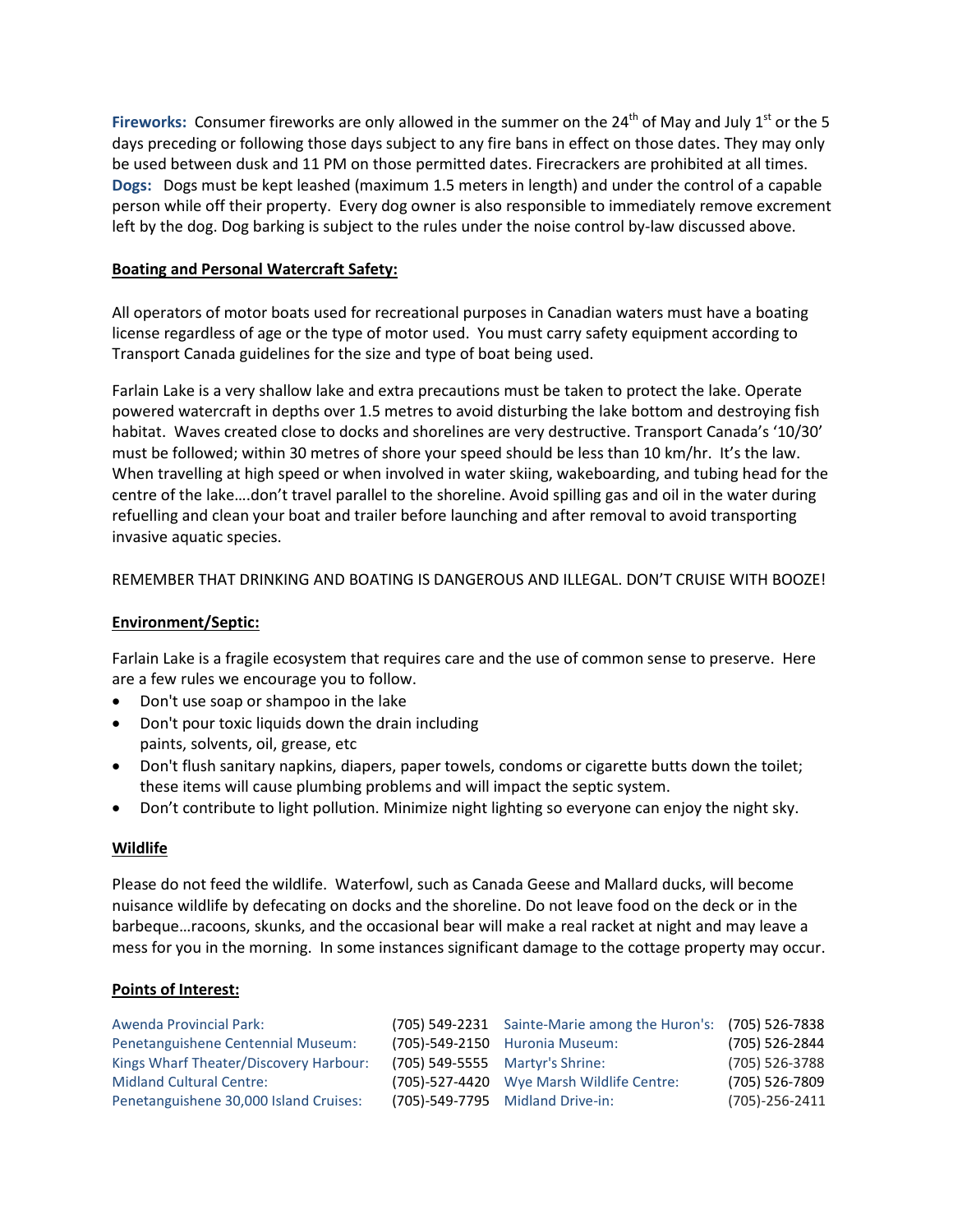**Fireworks:** Consumer fireworks are only allowed in the summer on the 24th of May and July 1st or the 5 days preceding or following those days subject to any fire bans in effect on those dates. They may only be used between dusk and 11 PM on those permitted dates. Firecrackers are prohibited at all times.
**Dogs:** Dogs must be kept leashed (maximum 1.5 meters in length) and under the control of a capable person while off their property. Every dog owner is also responsible to immediately remove excrement left by the dog. Dog barking is subject to the rules under the noise control by-law discussed above.

## Boating and Personal Watercraft Safety:

All operators of motor boats used for recreational purposes in Canadian waters must have a boating license regardless of age or the type of motor used. You must carry safety equipment according to Transport Canada guidelines for the size and type of boat being used.

Farlain Lake is a very shallow lake and extra precautions must be taken to protect the lake. Operate powered watercraft in depths over 1.5 metres to avoid disturbing the lake bottom and destroying fish habitat. Waves created close to docks and shorelines are very destructive. Transport Canada's '10/30' must be followed; within 30 metres of shore your speed should be less than 10 km/hr. It's the law. When travelling at high speed or when involved in water skiing, wakeboarding, and tubing head for the centre of the lake….don't travel parallel to the shoreline. Avoid spilling gas and oil in the water during refuelling and clean your boat and trailer before launching and after removal to avoid transporting invasive aquatic species.

REMEMBER THAT DRINKING AND BOATING IS DANGEROUS AND ILLEGAL. DON'T CRUISE WITH BOOZE!

## Environment/Septic:

Farlain Lake is a fragile ecosystem that requires care and the use of common sense to preserve. Here are a few rules we encourage you to follow.

- Don't use soap or shampoo in the lake
- Don't pour toxic liquids down the drain including paints, solvents, oil, grease, etc
- Don't flush sanitary napkins, diapers, paper towels, condoms or cigarette butts down the toilet; these items will cause plumbing problems and will impact the septic system.
- Don't contribute to light pollution. Minimize night lighting so everyone can enjoy the night sky.

## Wildlife

Please do not feed the wildlife. Waterfowl, such as Canada Geese and Mallard ducks, will become nuisance wildlife by defecating on docks and the shoreline. Do not leave food on the deck or in the barbeque…racoons, skunks, and the occasional bear will make a real racket at night and may leave a mess for you in the morning. In some instances significant damage to the cottage property may occur.

## Points of Interest:

| | | | |
|---|---|---|---|
| Awenda Provincial Park: | (705) 549-2231 | Sainte-Marie among the Huron's: | (705) 526-7838 |
| Penetanguishene Centennial Museum: | (705)-549-2150 | Huronia Museum: | (705) 526-2844 |
| Kings Wharf Theater/Discovery Harbour: | (705) 549-5555 | Martyr's Shrine: | (705) 526-3788 |
| Midland Cultural Centre: | (705)-527-4420 | Wye Marsh Wildlife Centre: | (705) 526-7809 |
| Penetanguishene 30,000 Island Cruises: | (705)-549-7795 | Midland Drive-in: | (705)-256-2411 |